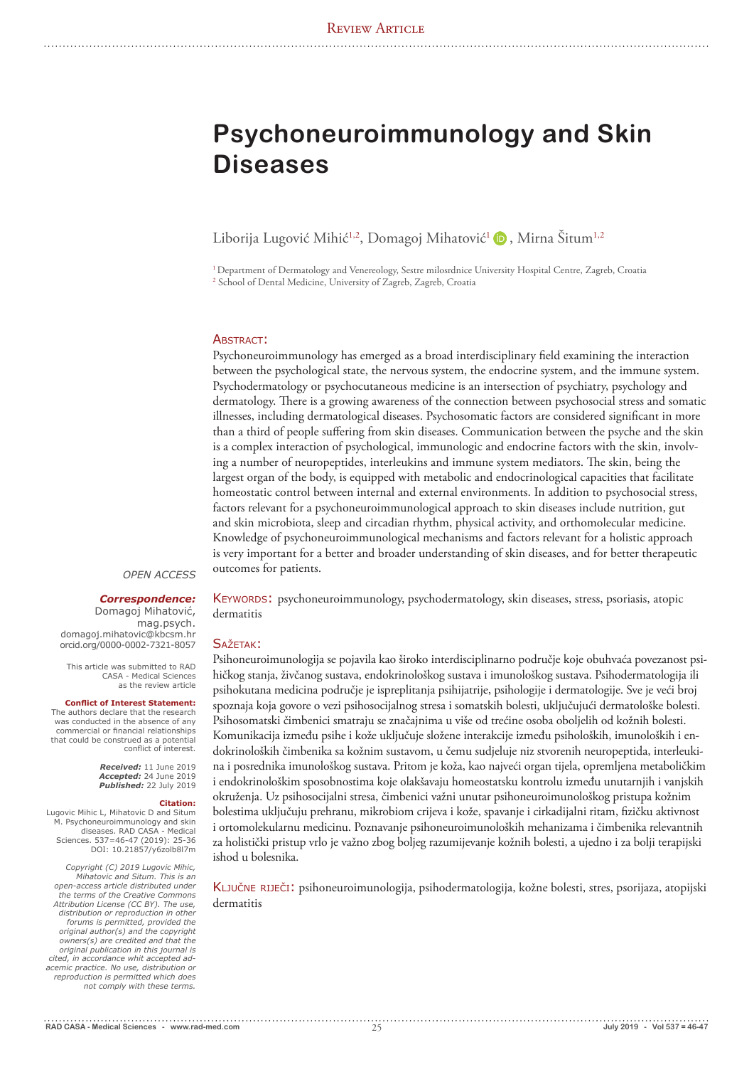Review Article

# Psychoneuroimmunology and Skin Diseases

Liborija Lugović Mihić[1,2], Domagoj Mihatović[1], Mirna Šitum[1,2]

[1] Department of Dermatology and Venereology, Sestre milosrdnice University Hospital Centre, Zagreb, Croatia
[2] School of Dental Medicine, University of Zagreb, Zagreb, Croatia

## Abstract:

Psychoneuroimmunology has emerged as a broad interdisciplinary field examining the interaction between the psychological state, the nervous system, the endocrine system, and the immune system. Psychodermatology or psychocutaneous medicine is an intersection of psychiatry, psychology and dermatology. There is a growing awareness of the connection between psychosocial stress and somatic illnesses, including dermatological diseases. Psychosomatic factors are considered significant in more than a third of people suffering from skin diseases. Communication between the psyche and the skin is a complex interaction of psychological, immunologic and endocrine factors with the skin, involving a number of neuropeptides, interleukins and immune system mediators. The skin, being the largest organ of the body, is equipped with metabolic and endocrinological capacities that facilitate homeostatic control between internal and external environments. In addition to psychosocial stress, factors relevant for a psychoneuroimmunological approach to skin diseases include nutrition, gut and skin microbiota, sleep and circadian rhythm, physical activity, and orthomolecular medicine. Knowledge of psychoneuroimmunological mechanisms and factors relevant for a holistic approach is very important for a better and broader understanding of skin diseases, and for better therapeutic outcomes for patients.

**Keywords:** psychoneuroimmunology, psychodermatology, skin diseases, stress, psoriasis, atopic dermatitis

## Sažetak:

Psihoneuroimunologija se pojavila kao široko interdisciplinarno područje koje obuhvaća povezanost psihičkog stanja, živčanog sustava, endokrinološkog sustava i imunološkog sustava. Psihodermatologija ili psihokutana medicina područje je ispreplitanja psihijatrije, psihologije i dermatologije. Sve je veći broj spoznaja koja govore o vezi psihosocijalnog stresa i somatskih bolesti, uključujući dermatološke bolesti. Psihosomatski čimbenici smatraju se značajnima u više od trećine osoba oboljelih od kožnih bolesti. Komunikacija između psihe i kože uključuje složene interakcije između psiholoških, imunoloških i endokrinoloških čimbenika sa kožnim sustavom, u čemu sudjeluje niz stvorenih neuropeptida, interleukina i posrednika imunološkog sustava. Pritom je koža, kao najveći organ tijela, opremljena metaboličkim i endokrinološkim sposobnostima koje olakšavaju homeostatsku kontrolu između unutarnjih i vanjskih okruženja. Uz psihosocijalni stresa, čimbenici važni unutar psihoneuroimunološkog pristupa kožnim bolestima uključuju prehranu, mikrobiom crijeva i kože, spavanje i cirkadijalni ritam, fizičku aktivnost i ortomolekularnu medicinu. Poznavanje psihoneuroimunoloških mehanizama i čimbenika relevantnih za holistički pristup vrlo je važno zbog boljeg razumijevanje kožnih bolesti, a ujedno i za bolji terapijski ishod u bolesnika.

**Ključne riječi:** psihoneuroimunologija, psihodermatologija, kožne bolesti, stres, psorijaza, atopijski dermatitis

*OPEN ACCESS*

***Correspondence:***
Domagoj Mihatović, mag.psych.
domagoj.mihatovic@kbcsm.hr
orcid.org/0000-0002-7321-8057

This article was submitted to RAD CASA - Medical Sciences as the review article

**Conflict of Interest Statement:**
The authors declare that the research was conducted in the absence of any commercial or financial relationships that could be construed as a potential conflict of interest.

***Received:*** 11 June 2019
***Accepted:*** 24 June 2019
***Published:*** 22 July 2019

**Citation:**
Lugovic Mihic L, Mihatovic D and Situm M. Psychoneuroimmunology and skin diseases. RAD CASA - Medical Sciences. 537=46-47 (2019): 25-36
DOI: 10.21857/y6zolb8l7m

*Copyright (C) 2019 Lugovic Mihic, Mihatovic and Situm. This is an open-access article distributed under the terms of the Creative Commons Attribution License (CC BY). The use, distribution or reproduction in other forums is permitted, provided the original author(s) and the copyright owners(s) are credited and that the original publication in this journal is cited, in accordance whit accepted adacemic practice. No use, distribution or reproduction is permitted which does not comply with these terms.*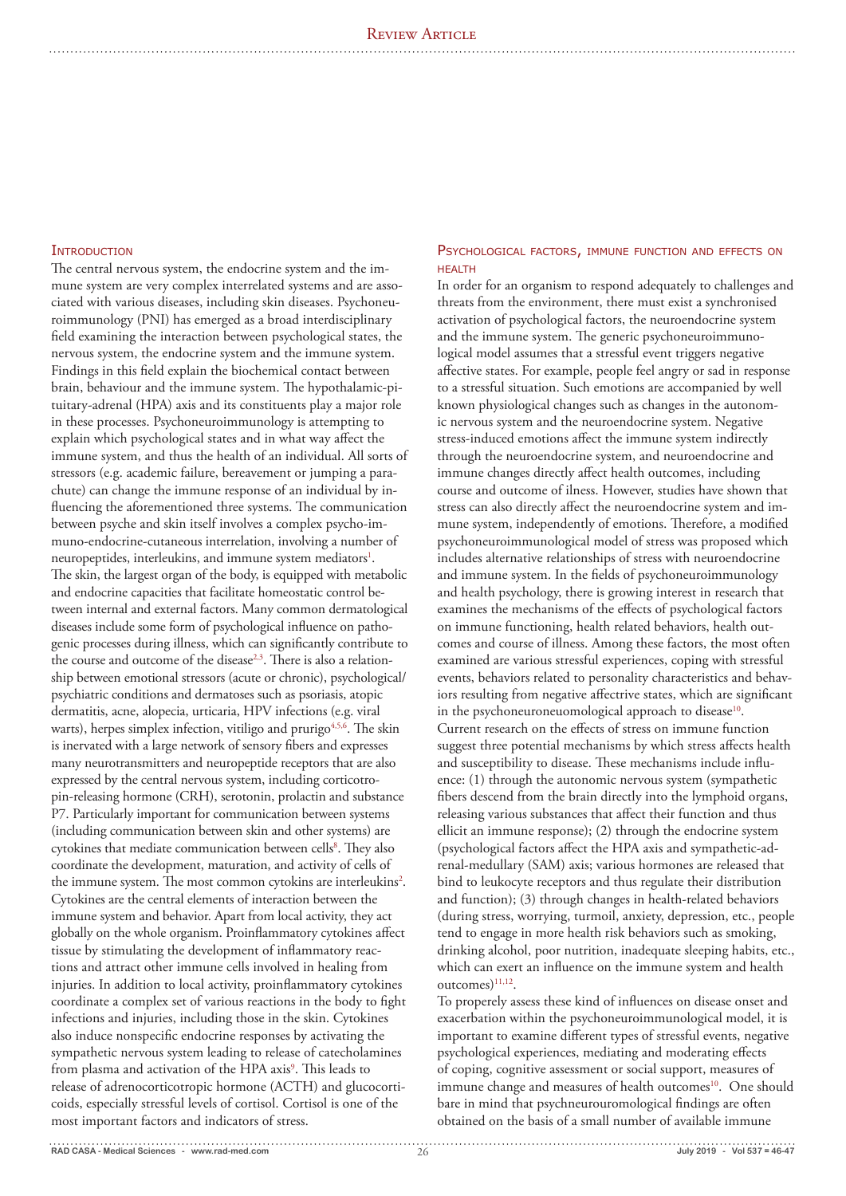## Introduction

The central nervous system, the endocrine system and the immune system are very complex interrelated systems and are associated with various diseases, including skin diseases. Psychoneuroimmunology (PNI) has emerged as a broad interdisciplinary field examining the interaction between psychological states, the nervous system, the endocrine system and the immune system. Findings in this field explain the biochemical contact between brain, behaviour and the immune system. The hypothalamic-pituitary-adrenal (HPA) axis and its constituents play a major role in these processes. Psychoneuroimmunology is attempting to explain which psychological states and in what way affect the immune system, and thus the health of an individual. All sorts of stressors (e.g. academic failure, bereavement or jumping a parachute) can change the immune response of an individual by influencing the aforementioned three systems. The communication between psyche and skin itself involves a complex psycho-immuno-endocrine-cutaneous interrelation, involving a number of neuropeptides, interleukins, and immune system mediators[1]. The skin, the largest organ of the body, is equipped with metabolic and endocrine capacities that facilitate homeostatic control between internal and external factors. Many common dermatological diseases include some form of psychological influence on pathogenic processes during illness, which can significantly contribute to the course and outcome of the disease[2,3]. There is also a relationship between emotional stressors (acute or chronic), psychological/psychiatric conditions and dermatoses such as psoriasis, atopic dermatitis, acne, alopecia, urticaria, HPV infections (e.g. viral warts), herpes simplex infection, vitiligo and prurigo[4,5,6]. The skin is inervated with a large network of sensory fibers and expresses many neurotransmitters and neuropeptide receptors that are also expressed by the central nervous system, including corticotropin-releasing hormone (CRH), serotonin, prolactin and substance P7. Particularly important for communication between systems (including communication between skin and other systems) are cytokines that mediate communication between cells[8]. They also coordinate the development, maturation, and activity of cells of the immune system. The most common cytokins are interleukins[2]. Cytokines are the central elements of interaction between the immune system and behavior. Apart from local activity, they act globally on the whole organism. Proinflammatory cytokines affect tissue by stimulating the development of inflammatory reactions and attract other immune cells involved in healing from injuries. In addition to local activity, proinflammatory cytokines coordinate a complex set of various reactions in the body to fight infections and injuries, including those in the skin. Cytokines also induce nonspecific endocrine responses by activating the sympathetic nervous system leading to release of catecholamines from plasma and activation of the HPA axis[9]. This leads to release of adrenocorticotropic hormone (ACTH) and glucocorticoids, especially stressful levels of cortisol. Cortisol is one of the most important factors and indicators of stress.

## Psychological factors, immune function and effects on health

In order for an organism to respond adequately to challenges and threats from the environment, there must exist a synchronised activation of psychological factors, the neuroendocrine system and the immune system. The generic psychoneuroimmunological model assumes that a stressful event triggers negative affective states. For example, people feel angry or sad in response to a stressful situation. Such emotions are accompanied by well known physiological changes such as changes in the autonomic nervous system and the neuroendocrine system. Negative stress-induced emotions affect the immune system indirectly through the neuroendocrine system, and neuroendocrine and immune changes directly affect health outcomes, including course and outcome of ilness. However, studies have shown that stress can also directly affect the neuroendocrine system and immune system, independently of emotions. Therefore, a modified psychoneuroimmunological model of stress was proposed which includes alternative relationships of stress with neuroendocrine and immune system. In the fields of psychoneuroimmunology and health psychology, there is growing interest in research that examines the mechanisms of the effects of psychological factors on immune functioning, health related behaviors, health outcomes and course of illness. Among these factors, the most often examined are various stressful experiences, coping with stressful events, behaviors related to personality characteristics and behaviors resulting from negative affectrive states, which are significant in the psychoneuroneuomological approach to disease[10].

Current research on the effects of stress on immune function suggest three potential mechanisms by which stress affects health and susceptibility to disease. These mechanisms include influence: (1) through the autonomic nervous system (sympathetic fibers descend from the brain directly into the lymphoid organs, releasing various substances that affect their function and thus ellicit an immune response); (2) through the endocrine system (psychological factors affect the HPA axis and sympathetic-adrenal-medullary (SAM) axis; various hormones are released that bind to leukocyte receptors and thus regulate their distribution and function); (3) through changes in health-related behaviors (during stress, worrying, turmoil, anxiety, depression, etc., people tend to engage in more health risk behaviors such as smoking, drinking alcohol, poor nutrition, inadequate sleeping habits, etc., which can exert an influence on the immune system and health outcomes)[11,12].

To properely assess these kind of influences on disease onset and exacerbation within the psychoneuroimmunological model, it is important to examine different types of stressful events, negative psychological experiences, mediating and moderating effects of coping, cognitive assessment or social support, measures of immune change and measures of health outcomes[10]. One should bare in mind that psychneurouromological findings are often obtained on the basis of a small number of available immune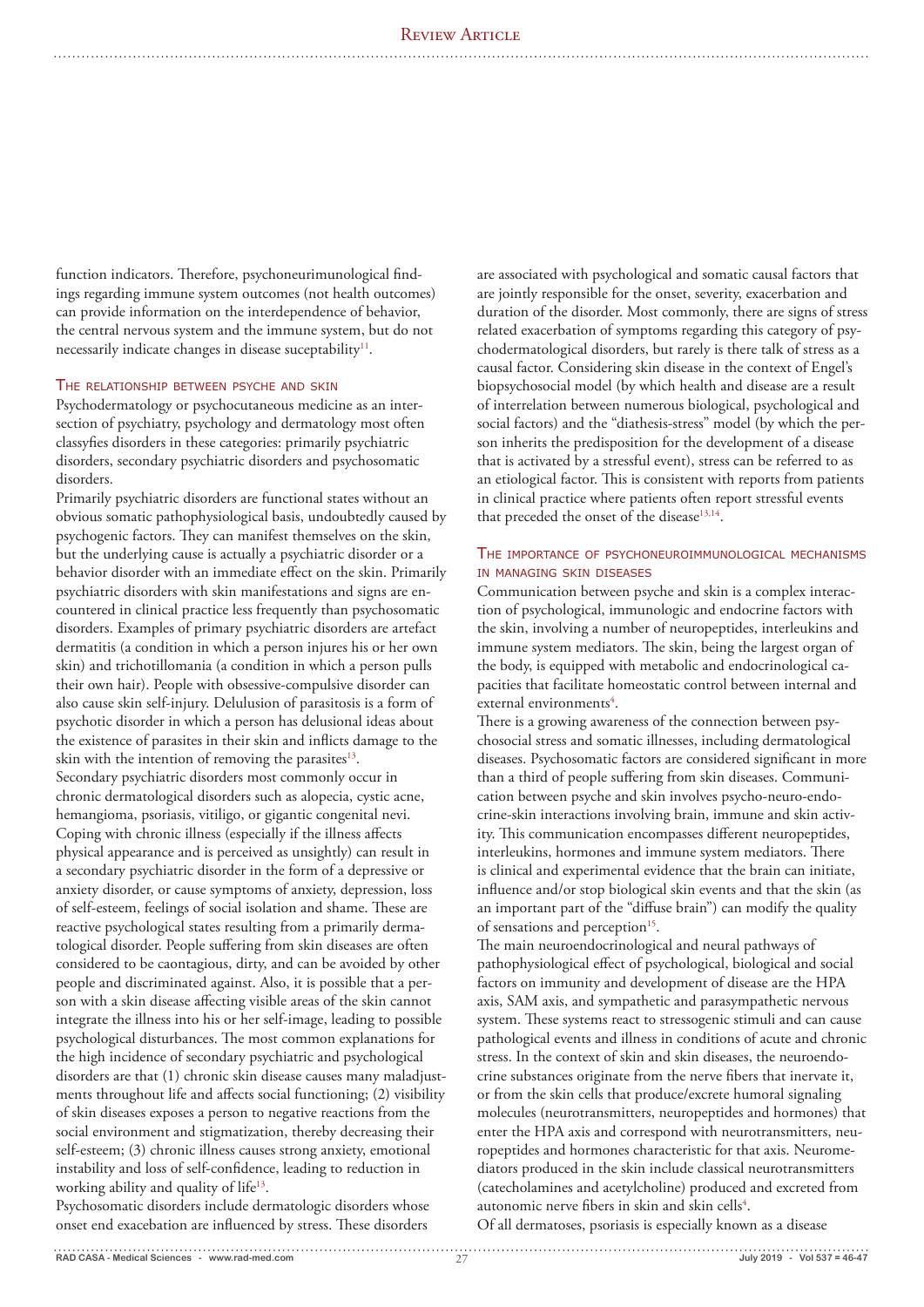function indicators. Therefore, psychoneurimunological findings regarding immune system outcomes (not health outcomes) can provide information on the interdependence of behavior, the central nervous system and the immune system, but do not necessarily indicate changes in disease suceptability[11].

## The relationship between psyche and skin

Psychodermatology or psychocutaneous medicine as an intersection of psychiatry, psychology and dermatology most often classyfies disorders in these categories: primarily psychiatric disorders, secondary psychiatric disorders and psychosomatic disorders.

Primarily psychiatric disorders are functional states without an obvious somatic pathophysiological basis, undoubtedly caused by psychogenic factors. They can manifest themselves on the skin, but the underlying cause is actually a psychiatric disorder or a behavior disorder with an immediate effect on the skin. Primarily psychiatric disorders with skin manifestations and signs are encountered in clinical practice less frequently than psychosomatic disorders. Examples of primary psychiatric disorders are artefact dermatitis (a condition in which a person injures his or her own skin) and trichotillomania (a condition in which a person pulls their own hair). People with obsessive-compulsive disorder can also cause skin self-injury. Delulusion of parasitosis is a form of psychotic disorder in which a person has delusional ideas about the existence of parasites in their skin and inflicts damage to the skin with the intention of removing the parasites[13].

Secondary psychiatric disorders most commonly occur in chronic dermatological disorders such as alopecia, cystic acne, hemangioma, psoriasis, vitiligo, or gigantic congenital nevi. Coping with chronic illness (especially if the illness affects physical appearance and is perceived as unsightly) can result in a secondary psychiatric disorder in the form of a depressive or anxiety disorder, or cause symptoms of anxiety, depression, loss of self-esteem, feelings of social isolation and shame. These are reactive psychological states resulting from a primarily dermatological disorder. People suffering from skin diseases are often considered to be caontagious, dirty, and can be avoided by other people and discriminated against. Also, it is possible that a person with a skin disease affecting visible areas of the skin cannot integrate the illness into his or her self-image, leading to possible psychological disturbances. The most common explanations for the high incidence of secondary psychiatric and psychological disorders are that (1) chronic skin disease causes many maladjustments throughout life and affects social functioning; (2) visibility of skin diseases exposes a person to negative reactions from the social environment and stigmatization, thereby decreasing their self-esteem; (3) chronic illness causes strong anxiety, emotional instability and loss of self-confidence, leading to reduction in working ability and quality of life[13].

Psychosomatic disorders include dermatologic disorders whose onset end exacerbation are influenced by stress. These disorders are associated with psychological and somatic causal factors that are jointly responsible for the onset, severity, exacerbation and duration of the disorder. Most commonly, there are signs of stress related exacerbation of symptoms regarding this category of psychodermatological disorders, but rarely is there talk of stress as a causal factor. Considering skin disease in the context of Engel's biopsychosocial model (by which health and disease are a result of interrelation between numerous biological, psychological and social factors) and the "diathesis-stress" model (by which the person inherits the predisposition for the development of a disease that is activated by a stressful event), stress can be referred to as an etiological factor. This is consistent with reports from patients in clinical practice where patients often report stressful events that preceded the onset of the disease[13,14].

## The importance of psychoneuroimmunological mechanisms in managing skin diseases

Communication between psyche and skin is a complex interaction of psychological, immunologic and endocrine factors with the skin, involving a number of neuropeptides, interleukins and immune system mediators. The skin, being the largest organ of the body, is equipped with metabolic and endocrinological capacities that facilitate homeostatic control between internal and external environments[4].

There is a growing awareness of the connection between psychosocial stress and somatic illnesses, including dermatological diseases. Psychosomatic factors are considered significant in more than a third of people suffering from skin diseases. Communication between psyche and skin involves psycho-neuro-endocrine-skin interactions involving brain, immune and skin activity. This communication encompasses different neuropeptides, interleukins, hormones and immune system mediators. There is clinical and experimental evidence that the brain can initiate, influence and/or stop biological skin events and that the skin (as an important part of the "diffuse brain") can modify the quality of sensations and perception[15].

The main neuroendocrinological and neural pathways of pathophysiological effect of psychological, biological and social factors on immunity and development of disease are the HPA axis, SAM axis, and sympathetic and parasympathetic nervous system. These systems react to stressogenic stimuli and can cause pathological events and illness in conditions of acute and chronic stress. In the context of skin and skin diseases, the neuroendocrine substances originate from the nerve fibers that innervate it, or from the skin cells that produce/excrete humoral signaling molecules (neurotransmitters, neuropeptides and hormones) that enter the HPA axis and correspond with neurotransmitters, neuropeptides and hormones characteristic for that axis. Neuromediators produced in the skin include classical neurotransmitters (catecholamines and acetylcholine) produced and excreted from autonomic nerve fibers in skin and skin cells[4].

Of all dermatoses, psoriasis is especially known as a disease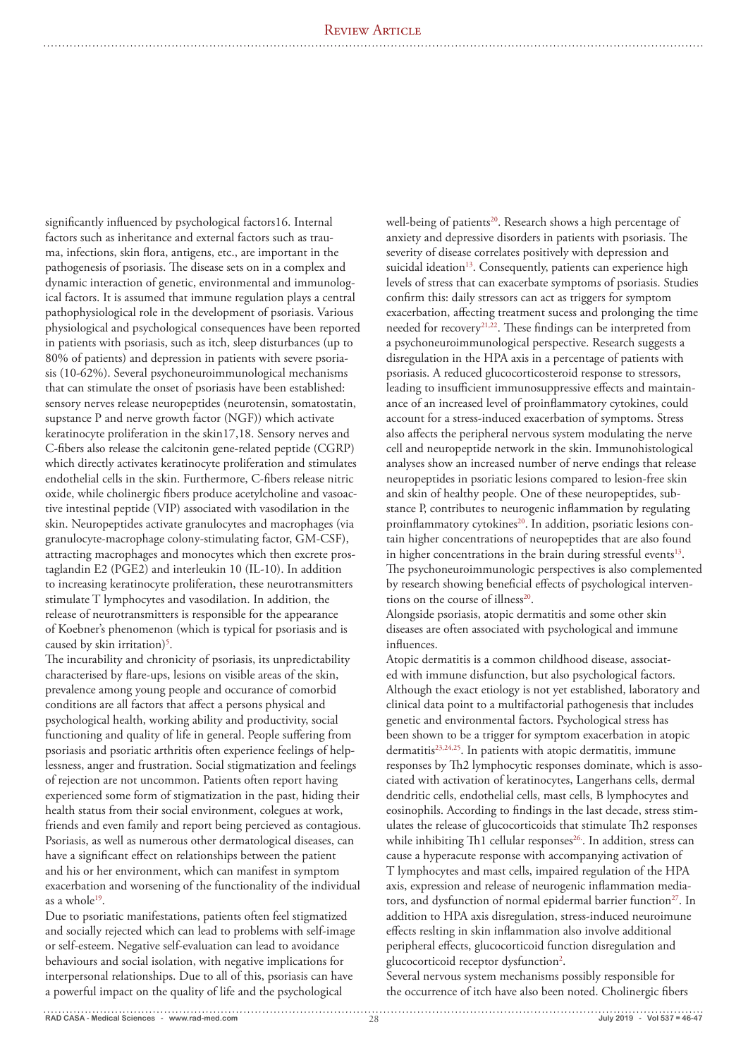significantly influenced by psychological factors16. Internal factors such as inheritance and external factors such as trauma, infections, skin flora, antigens, etc., are important in the pathogenesis of psoriasis. The disease sets on in a complex and dynamic interaction of genetic, environmental and immunological factors. It is assumed that immune regulation plays a central pathophysiological role in the development of psoriasis. Various physiological and psychological consequences have been reported in patients with psoriasis, such as itch, sleep disturbances (up to 80% of patients) and depression in patients with severe psoriasis (10-62%). Several psychoneuroimmunological mechanisms that can stimulate the onset of psoriasis have been established: sensory nerves release neuropeptides (neurotensin, somatostatin, supstance P and nerve growth factor (NGF)) which activate keratinocyte proliferation in the skin17,18. Sensory nerves and C-fibers also release the calcitonin gene-related peptide (CGRP) which directly activates keratinocyte proliferation and stimulates endothelial cells in the skin. Furthermore, C-fibers release nitric oxide, while cholinergic fibers produce acetylcholine and vasoactive intestinal peptide (VIP) associated with vasodilation in the skin. Neuropeptides activate granulocytes and macrophages (via granulocyte-macrophage colony-stimulating factor, GM-CSF), attracting macrophages and monocytes which then excrete prostaglandin E2 (PGE2) and interleukin 10 (IL-10). In addition to increasing keratinocyte proliferation, these neurotransmitters stimulate T lymphocytes and vasodilation. In addition, the release of neurotransmitters is responsible for the appearance of Koebner's phenomenon (which is typical for psoriasis and is caused by skin irritation)[5].

The incurability and chronicity of psoriasis, its unpredictability characterised by flare-ups, lesions on visible areas of the skin, prevalence among young people and occurance of comorbid conditions are all factors that affect a persons physical and psychological health, working ability and productivity, social functioning and quality of life in general. People suffering from psoriasis and psoriatic arthritis often experience feelings of helplessness, anger and frustration. Social stigmatization and feelings of rejection are not uncommon. Patients often report having experienced some form of stigmatization in the past, hiding their health status from their social environment, colegues at work, friends and even family and report being percieved as contagious. Psoriasis, as well as numerous other dermatological diseases, can have a significant effect on relationships between the patient and his or her environment, which can manifest in symptom exacerbation and worsening of the functionality of the individual as a whole[19].

Due to psoriatic manifestations, patients often feel stigmatized and socially rejected which can lead to problems with self-image or self-esteem. Negative self-evaluation can lead to avoidance behaviours and social isolation, with negative implications for interpersonal relationships. Due to all of this, psoriasis can have a powerful impact on the quality of life and the psychological well-being of patients[20]. Research shows a high percentage of anxiety and depressive disorders in patients with psoriasis. The severity of disease correlates positively with depression and suicidal ideation[13]. Consequently, patients can experience high levels of stress that can exacerbate symptoms of psoriasis. Studies confirm this: daily stressors can act as triggers for symptom exacerbation, affecting treatment sucess and prolonging the time needed for recovery[21,22]. These findings can be interpreted from a psychoneuroimmunological perspective. Research suggests a disregulation in the HPA axis in a percentage of patients with psoriasis. A reduced glucocorticosteroid response to stressors, leading to insufficient immunosuppressive effects and maintainance of an increased level of proinflammatory cytokines, could account for a stress-induced exacerbation of symptoms. Stress also affects the peripheral nervous system modulating the nerve cell and neuropeptide network in the skin. Immunohistological analyses show an increased number of nerve endings that release neuropeptides in psoriatic lesions compared to lesion-free skin and skin of healthy people. One of these neuropeptides, substance P, contributes to neurogenic inflammation by regulating proinflammatory cytokines[20]. In addition, psoriatic lesions contain higher concentrations of neuropeptides that are also found in higher concentrations in the brain during stressful events[13]. The psychoneuroimmunologic perspectives is also complemented by research showing beneficial effects of psychological interventions on the course of illness[20].

Alongside psoriasis, atopic dermatitis and some other skin diseases are often associated with psychological and immune influences.

Atopic dermatitis is a common childhood disease, associated with immune disfunction, but also psychological factors. Although the exact etiology is not yet established, laboratory and clinical data point to a multifactorial pathogenesis that includes genetic and environmental factors. Psychological stress has been shown to be a trigger for symptom exacerbation in atopic dermatitis[23,24,25]. In patients with atopic dermatitis, immune responses by Th2 lymphocytic responses dominate, which is associated with activation of keratinocytes, Langerhans cells, dermal dendritic cells, endothelial cells, mast cells, B lymphocytes and eosinophils. According to findings in the last decade, stress stimulates the release of glucocorticoids that stimulate Th2 responses while inhibiting Th1 cellular responses[26]. In addition, stress can cause a hyperacute response with accompanying activation of T lymphocytes and mast cells, impaired regulation of the HPA axis, expression and release of neurogenic inflammation mediators, and dysfunction of normal epidermal barrier function[27]. In addition to HPA axis disregulation, stress-induced neuroimune effects reslting in skin inflammation also involve additional peripheral effects, glucocorticoid function disregulation and glucocorticoid receptor dysfunction[2].

Several nervous system mechanisms possibly responsible for the occurrence of itch have also been noted. Cholinergic fibers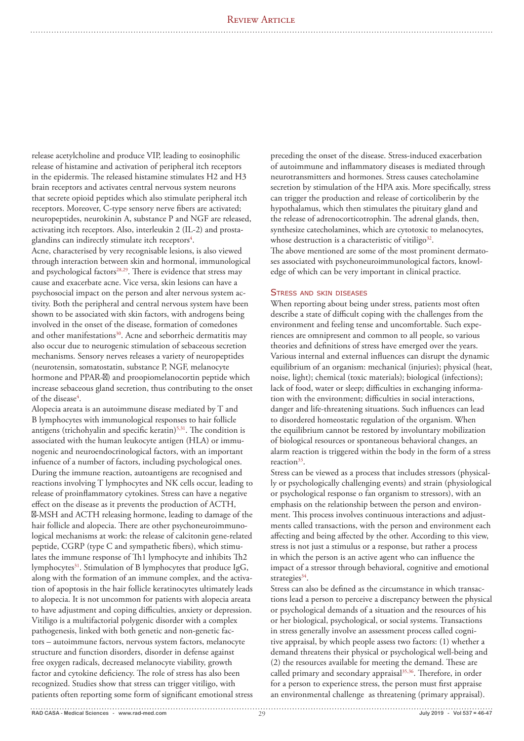release acetylcholine and produce VIP, leading to eosinophilic release of histamine and activation of peripheral itch receptors in the epidermis. The released histamine stimulates H2 and H3 brain receptors and activates central nervous system neurons that secrete opioid peptides which also stimulate peripheral itch receptors. Moreover, C-type sensory nerve fibers are activated; neuropeptides, neurokinin A, substance P and NGF are released, activating itch receptors. Also, interleukin 2 (IL-2) and prostaglandins can indirectly stimulate itch receptors[4].

Acne, characterised by very recognisable lesions, is also viewed through interaction between skin and hormonal, immunological and psychological factors[28,29]. There is evidence that stress may cause and exacerbate acne. Vice versa, skin lesions can have a psychosocial impact on the person and alter nervous system activity. Both the peripheral and central nervous system have been shown to be associated with skin factors, with androgens being involved in the onset of the disease, formation of comedones and other manifestations[30]. Acne and seborrheic dermatitis may also occur due to neurogenic stimulation of sebaceous secretion mechanisms. Sensory nerves releases a variety of neuropeptides (neurotensin, somatostatin, substance P, NGF, melanocyte hormone and PPAR-) and proopiomelanocortin peptide which increase sebaceous gland secretion, thus contributing to the onset of the disease[4].

Alopecia areata is an autoimmune disease mediated by T and B lymphocytes with immunological responses to hair follicle antigens (trichohyalin and specific keratin)[5,31]. The condition is associated with the human leukocyte antigen (HLA) or immunogenic and neuroendocrinological factors, with an important infuence of a number of factors, including psychological ones. During the immune reaction, autoantigens are recognised and reactions involving T lymphocytes and NK cells occur, leading to release of proinflammatory cytokines. Stress can have a negative effect on the disease as it prevents the production of ACTH, -MSH and ACTH releasing hormone, leading to damage of the hair follicle and alopecia. There are other psychoneuroimmunological mechanisms at work: the release of calcitonin gene-related peptide, CGRP (type C and sympathetic fibers), which stimulates the immune response of Th1 lymphocyte and inhibits Th2 lymphocytes[31]. Stimulation of B lymphocytes that produce IgG, along with the formation of an immune complex, and the activation of apoptosis in the hair follicle keratinocytes ultimately leads to alopecia. It is not uncommon for patients with alopecia areata to have adjustment and coping difficulties, anxiety or depression.

Vitiligo is a multifactorial polygenic disorder with a complex pathogenesis, linked with both genetic and non-genetic factors – autoimmune factors, nervous system factors, melanocyte structure and function disorders, disorder in defense against free oxygen radicals, decreased melanocyte viability, growth factor and cytokine deficiency. The role of stress has also been recognized. Studies show that stress can trigger vitiligo, with patients often reporting some form of significant emotional stress preceding the onset of the disease. Stress-induced exacerbation of autoimmune and inflammatory diseases is mediated through neurotransmitters and hormones. Stress causes catecholamine secretion by stimulation of the HPA axis. More specifically, stress can trigger the production and release of corticoliberin by the hypothalamus, which then stimulates the pituitary gland and the release of adrenocorticotrophin. The adrenal glands, then, synthesize catecholamines, which are cytotoxic to melanocytes, whose destruction is a characteristic of vitiligo[32].

The above mentioned are some of the most prominent dermatoses associated with psychoneuroimmunological factors, knowledge of which can be very important in clinical practice.

## Stress and skin diseases

When reporting about being under stress, patients most often describe a state of difficult coping with the challenges from the environment and feeling tense and uncomfortable. Such experiences are omnipresent and common to all people, so various theories and definitions of stress have emerged over the years. Various internal and external influences can disrupt the dynamic equilibrium of an organism: mechanical (injuries); physical (heat, noise, light); chemical (toxic materials); biological (infections); lack of food, water or sleep; difficulties in exchanging information with the environment; difficulties in social interactions, danger and life-threatening situations. Such influences can lead to disordered homeostatic regulation of the organism. When the equilibrium cannot be restored by involuntary mobilization of biological resources or spontaneous behavioral changes, an alarm reaction is triggered within the body in the form of a stress reaction[33].

Stress can be viewed as a process that includes stressors (physically or psychologically challenging events) and strain (physiological or psychological response o fan organism to stressors), with an emphasis on the relationship between the person and environment. This process involves continuous interactions and adjustments called transactions, with the person and environment each affecting and being affected by the other. According to this view, stress is not just a stimulus or a response, but rather a process in which the person is an active agent who can influence the impact of a stressor through behavioral, cognitive and emotional strategies[34].

Stress can also be defined as the circumstance in which transactions lead a person to perceive a discrepancy between the physical or psychological demands of a situation and the resources of his or her biological, psychological, or social systems. Transactions in stress generally involve an assessment process called cognitive appraisal, by which people assess two factors: (1) whether a demand threatens their physical or psychological well-being and (2) the resources available for meeting the demand. These are called primary and secondary appraisal[35,36]. Therefore, in order for a person to experience stress, the person must first appraise an environmental challenge as threatening (primary appraisal).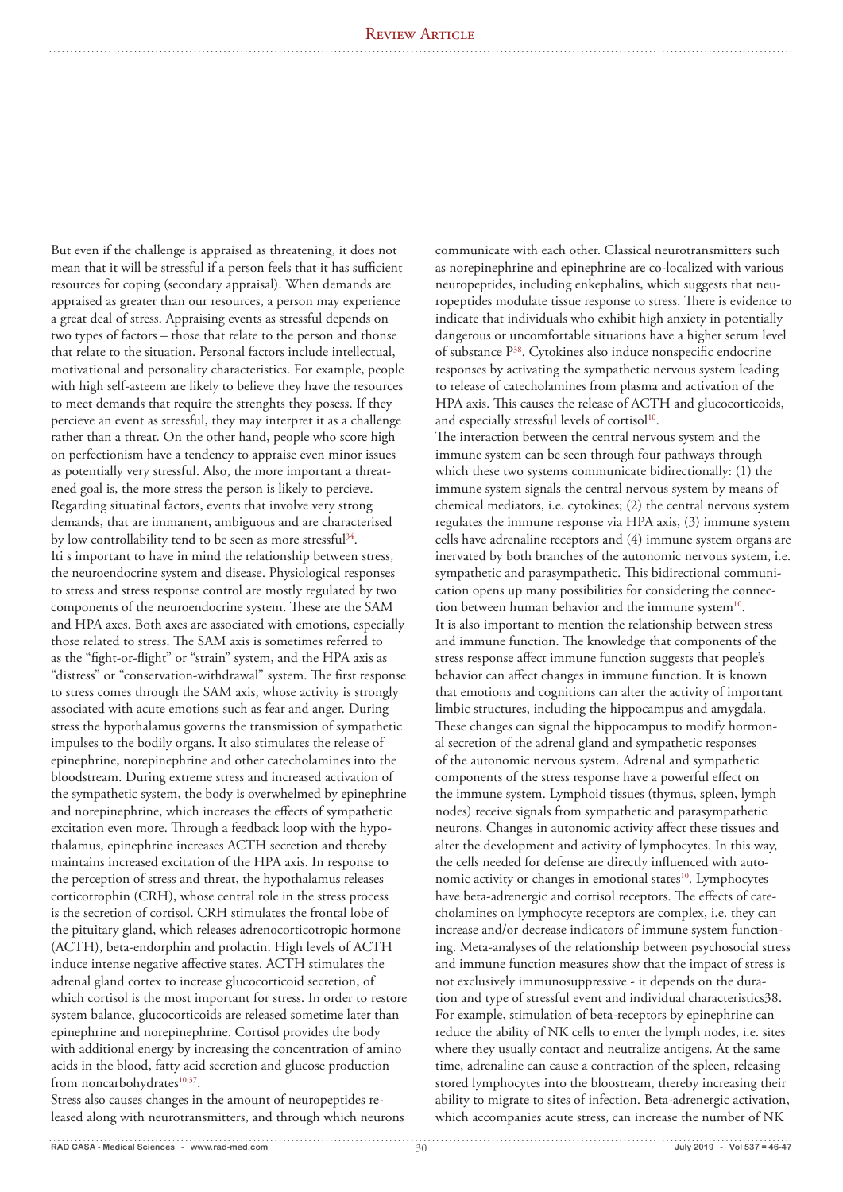But even if the challenge is appraised as threatening, it does not mean that it will be stressful if a person feels that it has sufficient resources for coping (secondary appraisal). When demands are appraised as greater than our resources, a person may experience a great deal of stress. Appraising events as stressful depends on two types of factors – those that relate to the person and thonse that relate to the situation. Personal factors include intellectual, motivational and personality characteristics. For example, people with high self-asteem are likely to believe they have the resources to meet demands that require the strenghts they posess. If they percieve an event as stressful, they may interpret it as a challenge rather than a threat. On the other hand, people who score high on perfectionism have a tendency to appraise even minor issues as potentially very stressful. Also, the more important a threatened goal is, the more stress the person is likely to percieve. Regarding situatinal factors, events that involve very strong demands, that are immanent, ambiguous and are characterised by low controllability tend to be seen as more stressful[34].

Iti s important to have in mind the relationship between stress, the neuroendocrine system and disease. Physiological responses to stress and stress response control are mostly regulated by two components of the neuroendocrine system. These are the SAM and HPA axes. Both axes are associated with emotions, especially those related to stress. The SAM axis is sometimes referred to as the "fight-or-flight" or "strain" system, and the HPA axis as "distress" or "conservation-withdrawal" system. The first response to stress comes through the SAM axis, whose activity is strongly associated with acute emotions such as fear and anger. During stress the hypothalamus governs the transmission of sympathetic impulses to the bodily organs. It also stimulates the release of epinephrine, norepinephrine and other catecholamines into the bloodstream. During extreme stress and increased activation of the sympathetic system, the body is overwhelmed by epinephrine and norepinephrine, which increases the effects of sympathetic excitation even more. Through a feedback loop with the hypothalamus, epinephrine increases ACTH secretion and thereby maintains increased excitation of the HPA axis. In response to the perception of stress and threat, the hypothalamus releases corticotrophin (CRH), whose central role in the stress process is the secretion of cortisol. CRH stimulates the frontal lobe of the pituitary gland, which releases adrenocorticotropic hormone (ACTH), beta-endorphin and prolactin. High levels of ACTH induce intense negative affective states. ACTH stimulates the adrenal gland cortex to increase glucocorticoid secretion, of which cortisol is the most important for stress. In order to restore system balance, glucocorticoids are released sometime later than epinephrine and norepinephrine. Cortisol provides the body with additional energy by increasing the concentration of amino acids in the blood, fatty acid secretion and glucose production from noncarbohydrates[10,37].

Stress also causes changes in the amount of neuropeptides released along with neurotransmitters, and through which neurons communicate with each other. Classical neurotransmitters such as norepinephrine and epinephrine are co-localized with various neuropeptides, including enkephalins, which suggests that neuropeptides modulate tissue response to stress. There is evidence to indicate that individuals who exhibit high anxiety in potentially dangerous or uncomfortable situations have a higher serum level of substance P[38]. Cytokines also induce nonspecific endocrine responses by activating the sympathetic nervous system leading to release of catecholamines from plasma and activation of the HPA axis. This causes the release of ACTH and glucocorticoids, and especially stressful levels of cortisol[10].

The interaction between the central nervous system and the immune system can be seen through four pathways through which these two systems communicate bidirectionally: (1) the immune system signals the central nervous system by means of chemical mediators, i.e. cytokines; (2) the central nervous system regulates the immune response via HPA axis, (3) immune system cells have adrenaline receptors and (4) immune system organs are inervated by both branches of the autonomic nervous system, i.e. sympathetic and parasympathetic. This bidirectional communication opens up many possibilities for considering the connection between human behavior and the immune system[10].

It is also important to mention the relationship between stress and immune function. The knowledge that components of the stress response affect immune function suggests that people's behavior can affect changes in immune function. It is known that emotions and cognitions can alter the activity of important limbic structures, including the hippocampus and amygdala. These changes can signal the hippocampus to modify hormonal secretion of the adrenal gland and sympathetic responses of the autonomic nervous system. Adrenal and sympathetic components of the stress response have a powerful effect on the immune system. Lymphoid tissues (thymus, spleen, lymph nodes) receive signals from sympathetic and parasympathetic neurons. Changes in autonomic activity affect these tissues and alter the development and activity of lymphocytes. In this way, the cells needed for defense are directly influenced with autonomic activity or changes in emotional states[10]. Lymphocytes have beta-adrenergic and cortisol receptors. The effects of catecholamines on lymphocyte receptors are complex, i.e. they can increase and/or decrease indicators of immune system functioning. Meta-analyses of the relationship between psychosocial stress and immune function measures show that the impact of stress is not exclusively immunosuppressive - it depends on the duration and type of stressful event and individual characteristics38. For example, stimulation of beta-receptors by epinephrine can reduce the ability of NK cells to enter the lymph nodes, i.e. sites where they usually contact and neutralize antigens. At the same time, adrenaline can cause a contraction of the spleen, releasing stored lymphocytes into the bloostream, thereby increasing their ability to migrate to sites of infection. Beta-adrenergic activation, which accompanies acute stress, can increase the number of NK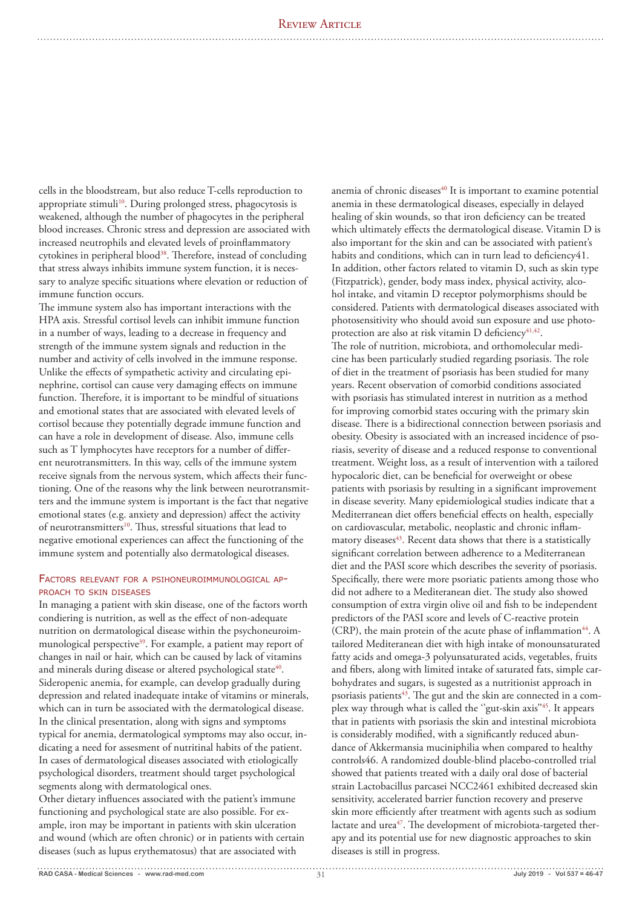cells in the bloodstream, but also reduce T-cells reproduction to appropriate stimuli[10]. During prolonged stress, phagocytosis is weakened, although the number of phagocytes in the peripheral blood increases. Chronic stress and depression are associated with increased neutrophils and elevated levels of proinflammatory cytokines in peripheral blood[38]. Therefore, instead of concluding that stress always inhibits immune system function, it is necessary to analyze specific situations where elevation or reduction of immune function occurs.

The immune system also has important interactions with the HPA axis. Stressful cortisol levels can inhibit immune function in a number of ways, leading to a decrease in frequency and strength of the immune system signals and reduction in the number and activity of cells involved in the immune response. Unlike the effects of sympathetic activity and circulating epinephrine, cortisol can cause very damaging effects on immune function. Therefore, it is important to be mindful of situations and emotional states that are associated with elevated levels of cortisol because they potentially degrade immune function and can have a role in development of disease. Also, immune cells such as T lymphocytes have receptors for a number of different neurotransmitters. In this way, cells of the immune system receive signals from the nervous system, which affects their functioning. One of the reasons why the link between neurotransmitters and the immune system is important is the fact that negative emotional states (e.g. anxiety and depression) affect the activity of neurotransmitters[10]. Thus, stressful situations that lead to negative emotional experiences can affect the functioning of the immune system and potentially also dermatological diseases.

## Factors relevant for a psihoneuroimmunological approach to skin diseases

In managing a patient with skin disease, one of the factors worth condiering is nutrition, as well as the effect of non-adequate nutrition on dermatological disease within the psychoneuroimmunological perspective[39]. For example, a patient may report of changes in nail or hair, which can be caused by lack of vitamins and minerals during disease or altered psychological state[40]. Sideropenic anemia, for example, can develop gradually during depression and related inadequate intake of vitamins or minerals, which can in turn be associated with the dermatological disease. In the clinical presentation, along with signs and symptoms typical for anemia, dermatological symptoms may also occur, indicating a need for assesment of nutritinal habits of the patient. In cases of dermatological diseases associated with etiologically psychological disorders, treatment should target psychological segments along with dermatological ones.

Other dietary influences associated with the patient's immune functioning and psychological state are also possible. For example, iron may be important in patients with skin ulceration and wound (which are often chronic) or in patients with certain diseases (such as lupus erythematosus) that are associated with anemia of chronic diseases[40] It is important to examine potential anemia in these dermatological diseases, especially in delayed healing of skin wounds, so that iron deficiency can be treated which ultimately effects the dermatological disease. Vitamin D is also important for the skin and can be associated with patient's habits and conditions, which can in turn lead to deficiency41. In addition, other factors related to vitamin D, such as skin type (Fitzpatrick), gender, body mass index, physical activity, alcohol intake, and vitamin D receptor polymorphisms should be considered. Patients with dermatological diseases associated with photosensitivity who should avoid sun exposure and use photoprotection are also at risk vitamin D deficiency[41,42].

The role of nutrition, microbiota, and orthomolecular medicine has been particularly studied regarding psoriasis. The role of diet in the treatment of psoriasis has been studied for many years. Recent observation of comorbid conditions associated with psoriasis has stimulated interest in nutrition as a method for improving comorbid states occuring with the primary skin disease. There is a bidirectional connection between psoriasis and obesity. Obesity is associated with an increased incidence of psoriasis, severity of disease and a reduced response to conventional treatment. Weight loss, as a result of intervention with a tailored hypocaloric diet, can be beneficial for overweight or obese patients with psoriasis by resulting in a significant improvement in disease severity. Many epidemiological studies indicate that a Mediterranean diet offers beneficial effects on health, especially on cardiovascular, metabolic, neoplastic and chronic inflammatory diseases[43]. Recent data shows that there is a statistically significant correlation between adherence to a Mediterranean diet and the PASI score which describes the severity of psoriasis. Specifically, there were more psoriatic patients among those who did not adhere to a Mediteranean diet. The study also showed consumption of extra virgin olive oil and fish to be independent predictors of the PASI score and levels of C-reactive protein (CRP), the main protein of the acute phase of inflammation[44]. A tailored Mediteranean diet with high intake of monounsaturated fatty acids and omega-3 polyunsaturated acids, vegetables, fruits and fibers, along with limited intake of saturated fats, simple carbohydrates and sugars, is sugested as a nutritionist approach in psoriasis patients[43]. The gut and the skin are connected in a complex way through what is called the ''gut-skin axis''[45]. It appears that in patients with psoriasis the skin and intestinal microbiota is considerably modified, with a significantly reduced abundance of Akkermansia muciniphilia when compared to healthy controls46. A randomized double-blind placebo-controlled trial showed that patients treated with a daily oral dose of bacterial strain Lactobacillus parcasei NCC2461 exhibited decreased skin sensitivity, accelerated barrier function recovery and preserve skin more efficiently after treatment with agents such as sodium lactate and urea[47]. The development of microbiota-targeted therapy and its potential use for new diagnostic approaches to skin diseases is still in progress.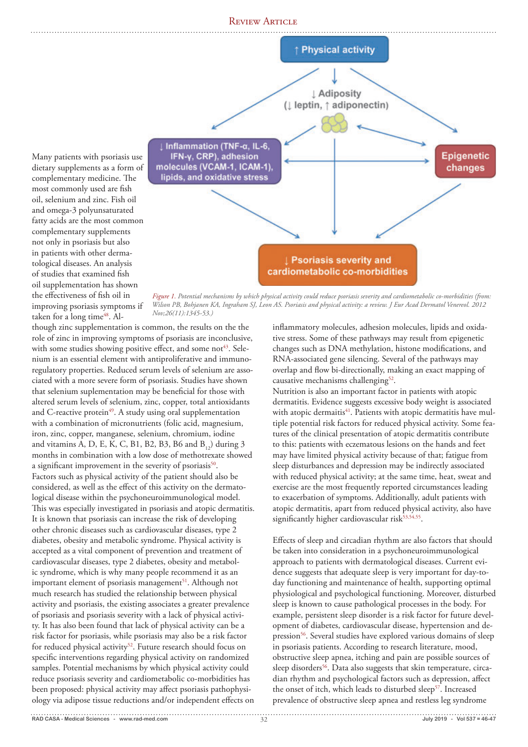Many patients with psoriasis use dietary supplements as a form of complementary medicine. The most commonly used are fish oil, selenium and zinc. Fish oil and omega-3 polyunsaturated fatty acids are the most common complementary supplements not only in psoriasis but also in patients with other dermatological diseases. An analysis of studies that examined fish oil supplementation has shown the effectiveness of fish oil in improving psoriasis symptoms if taken for a long time[48]. Although zinc supplementation is common, the results on the the role of zinc in improving symptoms of psoriasis are inconclusive, with some studies showing positive effect, and some not[43]. Selenium is an essential element with antiproliferative and immunoregulatory properties. Reduced serum levels of selenium are associated with a more severe form of psoriasis. Studies have shown that selenium suplementation may be beneficial for those with altered serum levels of selenium, zinc, copper, total antioxidants and C-reactive protein[49]. A study using oral supplementation with a combination of micronutrients (folic acid, magnesium, iron, zinc, copper, manganese, selenium, chromium, iodine and vitamins A, D, E, K, C, B1, B2, B3, B6 and $B_{12}$) during 3 months in combination with a low dose of methotrexate showed a significant improvement in the severity of psoriasis[50].

↑ Physical activity

↓ Adiposity (↓ leptin, ↑ adiponectin)

↓ Inflammation (TNF-α, IL-6, IFN-γ, CRP), adhesion molecules (VCAM-1, ICAM-1), lipids, and oxidative stress

Epigenetic changes

↓ Psoriasis severity and cardiometabolic co-morbidities

*Figure 1. Potential mechanisms by which physical activity could reduce psoriasis severity and cardiometabolic co-morbidities (from: Wilson PB, Bohjanen KA, Ingraham SJ, Leon AS. Psoriasis and physical activity: a review. J Eur Acad Dermatol Venereol. 2012 Nov;26(11):1345-53.)*

Factors such as physical activity of the patient should also be considered, as well as the effect of this activity on the dermatological disease within the psychoneuroimmunological model. This was especially investigated in psoriasis and atopic dermatitis. It is known that psoriasis can increase the risk of developing other chronic diseases such as cardiovascular diseases, type 2 diabetes, obesity and metabolic syndrome. Physical activity is accepted as a vital component of prevention and treatment of cardiovascular diseases, type 2 diabetes, obesity and metabolic syndrome, which is why many people recommend it as an important element of psoriasis management[51]. Although not much research has studied the relationship between physical activity and psoriasis, the existing associates a greater prevalence of psoriasis and psoriasis severity with a lack of physical activity. It has also been found that lack of physical activity can be a risk factor for psoriasis, while psoriasis may also be a risk factor for reduced physical activity[52]. Future research should focus on specific interventions regarding physical activity on randomized samples. Potential mechanisms by which physical activity could reduce psoriasis severity and cardiometabolic co-morbidities has been proposed: physical activity may affect psoriasis pathophysiology via adipose tissue reductions and/or independent effects on inflammatory molecules, adhesion molecules, lipids and oxidative stress. Some of these pathways may result from epigenetic changes such as DNA methylation, histone modifications, and RNA-associated gene silencing. Several of the pathways may overlap and flow bi-directionally, making an exact mapping of causative mechanisms challenging[52].

Nutrition is also an important factor in patients with atopic dermatitis. Evidence suggests excessive body weight is associated with atopic dermaitis[41]. Patients with atopic dermatitis have multiple potential risk factors for reduced physical activity. Some features of the clinical presentation of atopic dermatitis contribute to this: patients with eczematous lesions on the hands and feet may have limited physical activity because of that; fatigue from sleep disturbances and depression may be indirectly associated with reduced physical activity; at the same time, heat, sweat and exercise are the most frequently reported circumstances leading to exacerbation of symptoms. Additionally, adult patients with atopic dermatitis, apart from reduced physical activity, also have significantly higher cardiovascular risk[53,54,55].

Effects of sleep and circadian rhythm are also factors that should be taken into consideration in a psychoneuroimmunological approach to patients with dermatological diseases. Current evidence suggests that adequate sleep is very important for day-to-day functioning and maintenance of health, supporting optimal physiological and psychological functioning. Moreover, disturbed sleep is known to cause pathological processes in the body. For example, persistent sleep disorder is a risk factor for future development of diabetes, cardiovascular disease, hypertension and depression[56]. Several studies have explored various domains of sleep in psoriasis patients. According to research literature, mood, obstructive sleep apnea, itching and pain are possible sources of sleep disorders[56]. Data also suggests that skin temperature, circadian rhythm and psychological factors such as depression, affect the onset of itch, which leads to disturbed sleep[57]. Increased prevalence of obstructive sleep apnea and restless leg syndrome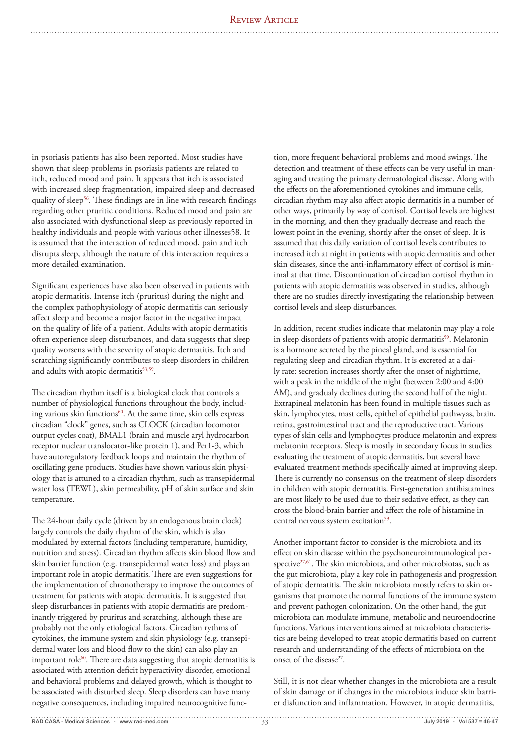in psoriasis patients has also been reported. Most studies have shown that sleep problems in psoriasis patients are related to itch, reduced mood and pain. It appears that itch is associated with increased sleep fragmentation, impaired sleep and decreased quality of sleep[56]. These findings are in line with research findings regarding other pruritic conditions. Reduced mood and pain are also associated with dysfunctional sleep as previously reported in healthy individuals and people with various other illnesses58. It is assumed that the interaction of reduced mood, pain and itch disrupts sleep, although the nature of this interaction requires a more detailed examination.

Significant experiences have also been observed in patients with atopic dermatitis. Intense itch (pruritus) during the night and the complex pathophysiology of atopic dermatitis can seriously affect sleep and become a major factor in the negative impact on the quality of life of a patient. Adults with atopic dermatitis often experience sleep disturbances, and data suggests that sleep quality worsens with the severity of atopic dermatitis. Itch and scratching significantly contributes to sleep disorders in children and adults with atopic dermatitis[53,59].

The circadian rhythm itself is a biological clock that controls a number of physiological functions throughout the body, including various skin functions[60]. At the same time, skin cells express circadian "clock" genes, such as CLOCK (circadian locomotor output cycles coat), BMAL1 (brain and muscle aryl hydrocarbon receptor nuclear translocator-like protein 1), and Per1-3, which have autoregulatory feedback loops and maintain the rhythm of oscillating gene products. Studies have shown various skin physiology that is attuned to a circadian rhythm, such as transepidermal water loss (TEWL), skin permeability, pH of skin surface and skin temperature.

The 24-hour daily cycle (driven by an endogenous brain clock) largely controls the daily rhythm of the skin, which is also modulated by external factors (including temperature, humidity, nutrition and stress). Circadian rhythm affects skin blood flow and skin barrier function (e.g. transepidermal water loss) and plays an important role in atopic dermatitis. There are even suggestions for the implementation of chronotherapy to improve the outcomes of treatment for patients with atopic dermatitis. It is suggested that sleep disturbances in patients with atopic dermatitis are predominantly triggered by pruritus and scratching, although these are probably not the only etiological factors. Circadian rythms of cytokines, the immune system and skin physiology (e.g. transepidermal water loss and blood flow to the skin) can also play an important role[60]. There are data suggesting that atopic dermatitis is associated with attention deficit hyperactivity disorder, emotional and behavioral problems and delayed growth, which is thought to be associated with disturbed sleep. Sleep disorders can have many negative consequences, including impaired neurocognitive function, more frequent behavioral problems and mood swings. The detection and treatment of these effects can be very useful in managing and treating the primary dermatological disease. Along with the effects on the aforementioned cytokines and immune cells, circadian rhythm may also affect atopic dermatitis in a number of other ways, primarily by way of cortisol. Cortisol levels are highest in the morning, and then they gradually decrease and reach the lowest point in the evening, shortly after the onset of sleep. It is assumed that this daily variation of cortisol levels contributes to increased itch at night in patients with atopic dermatitis and other skin diseases, since the anti-inflammatory effect of cortisol is minimal at that time. Discontinuation of circadian cortisol rhythm in patients with atopic dermatitis was observed in studies, although there are no studies directly investigating the relationship between cortisol levels and sleep disturbances.

In addition, recent studies indicate that melatonin may play a role in sleep disorders of patients with atopic dermatitis[59]. Melatonin is a hormone secreted by the pineal gland, and is essential for regulating sleep and circadian rhythm. It is excreted at a daily rate: secretion increases shortly after the onset of nighttime, with a peak in the middle of the night (between 2:00 and 4:00 AM), and gradualy declines during the second half of the night. Extrapineal melatonin has been found in multiple tissues such as skin, lymphocytes, mast cells, epithel of epithelial pathwyas, brain, retina, gastrointestinal tract and the reproductive tract. Various types of skin cells and lymphocytes produce melatonin and express melatonin receptors. Sleep is mostly in secondary focus in studies evaluating the treatment of atopic dermatitis, but several have evaluated treatment methods specifically aimed at improving sleep. There is currently no consensus on the treatment of sleep disorders in children with atopic dermatitis. First-generation antihistamines are most likely to be used due to their sedative effect, as they can cross the blood-brain barrier and affect the role of histamine in central nervous system excitation[59].

Another important factor to consider is the microbiota and its effect on skin disease within the psychoneuroimmunological perspective[27,61]. The skin microbiota, and other microbiotas, such as the gut microbiota, play a key role in pathogenesis and progression of atopic dermatitis. The skin microbiota mostly refers to skin organisms that promote the normal functions of the immune system and prevent pathogen colonization. On the other hand, the gut microbiota can modulate immune, metabolic and neuroendocrine functions. Various interventions aimed at microbiota characteristics are being developed to treat atopic dermatitis based on current research and underrstanding of the effects of microbiota on the onset of the disease[27].

Still, it is not clear whether changes in the microbiota are a result of skin damage or if changes in the microbiota induce skin barrier disfunction and inflammation. However, in atopic dermatitis,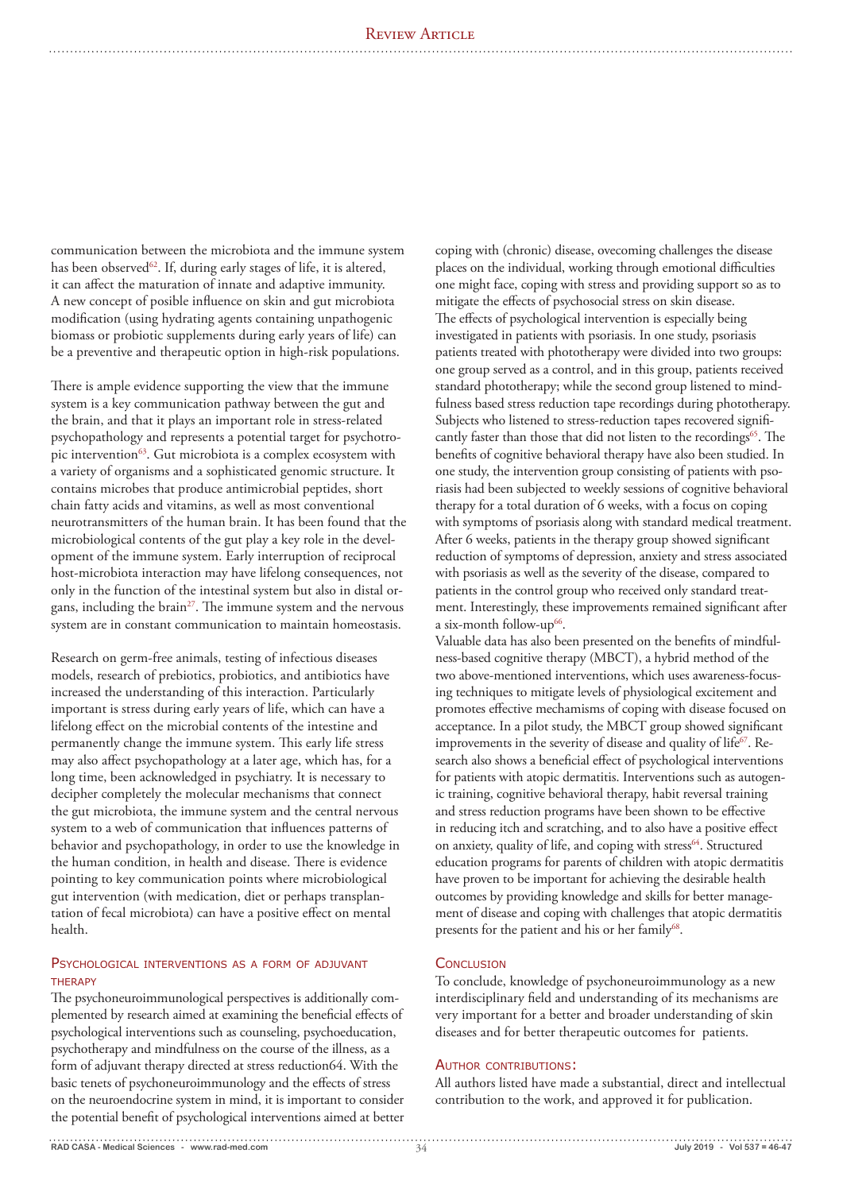communication between the microbiota and the immune system has been observed[62]. If, during early stages of life, it is altered, it can affect the maturation of innate and adaptive immunity. A new concept of posible influence on skin and gut microbiota modification (using hydrating agents containing unpathogenic biomass or probiotic supplements during early years of life) can be a preventive and therapeutic option in high-risk populations.

There is ample evidence supporting the view that the immune system is a key communication pathway between the gut and the brain, and that it plays an important role in stress-related psychopathology and represents a potential target for psychotropic intervention[63]. Gut microbiota is a complex ecosystem with a variety of organisms and a sophisticated genomic structure. It contains microbes that produce antimicrobial peptides, short chain fatty acids and vitamins, as well as most conventional neurotransmitters of the human brain. It has been found that the microbiological contents of the gut play a key role in the development of the immune system. Early interruption of reciprocal host-microbiota interaction may have lifelong consequences, not only in the function of the intestinal system but also in distal organs, including the brain[27]. The immune system and the nervous system are in constant communication to maintain homeostasis.

Research on germ-free animals, testing of infectious diseases models, research of prebiotics, probiotics, and antibiotics have increased the understanding of this interaction. Particularly important is stress during early years of life, which can have a lifelong effect on the microbial contents of the intestine and permanently change the immune system. This early life stress may also affect psychopathology at a later age, which has, for a long time, been acknowledged in psychiatry. It is necessary to decipher completely the molecular mechanisms that connect the gut microbiota, the immune system and the central nervous system to a web of communication that influences patterns of behavior and psychopathology, in order to use the knowledge in the human condition, in health and disease. There is evidence pointing to key communication points where microbiological gut intervention (with medication, diet or perhaps transplantation of fecal microbiota) can have a positive effect on mental health.

## Psychological interventions as a form of adjuvant therapy

The psychoneuroimmunological perspectives is additionally complemented by research aimed at examining the beneficial effects of psychological interventions such as counseling, psychoeducation, psychotherapy and mindfulness on the course of the illness, as a form of adjuvant therapy directed at stress reduction64. With the basic tenets of psychoneuroimmunology and the effects of stress on the neuroendocrine system in mind, it is important to consider the potential benefit of psychological interventions aimed at better coping with (chronic) disease, ovecoming challenges the disease places on the individual, working through emotional difficulties one might face, coping with stress and providing support so as to mitigate the effects of psychosocial stress on skin disease.

The effects of psychological intervention is especially being investigated in patients with psoriasis. In one study, psoriasis patients treated with phototherapy were divided into two groups: one group served as a control, and in this group, patients received standard phototherapy; while the second group listened to mindfulness based stress reduction tape recordings during phototherapy. Subjects who listened to stress-reduction tapes recovered significantly faster than those that did not listen to the recordings[65]. The benefits of cognitive behavioral therapy have also been studied. In one study, the intervention group consisting of patients with psoriasis had been subjected to weekly sessions of cognitive behavioral therapy for a total duration of 6 weeks, with a focus on coping with symptoms of psoriasis along with standard medical treatment. After 6 weeks, patients in the therapy group showed significant reduction of symptoms of depression, anxiety and stress associated with psoriasis as well as the severity of the disease, compared to patients in the control group who received only standard treatment. Interestingly, these improvements remained significant after a six-month follow-up[66].

Valuable data has also been presented on the benefits of mindfulness-based cognitive therapy (MBCT), a hybrid method of the two above-mentioned interventions, which uses awareness-focusing techniques to mitigate levels of physiological excitement and promotes effective mechamisms of coping with disease focused on acceptance. In a pilot study, the MBCT group showed significant improvements in the severity of disease and quality of life[67]. Research also shows a beneficial effect of psychological interventions for patients with atopic dermatitis. Interventions such as autogenic training, cognitive behavioral therapy, habit reversal training and stress reduction programs have been shown to be effective in reducing itch and scratching, and to also have a positive effect on anxiety, quality of life, and coping with stress[64]. Structured education programs for parents of children with atopic dermatitis have proven to be important for achieving the desirable health outcomes by providing knowledge and skills for better management of disease and coping with challenges that atopic dermatitis presents for the patient and his or her family[68].

## Conclusion

To conclude, knowledge of psychoneuroimmunology as a new interdisciplinary field and understanding of its mechanisms are very important for a better and broader understanding of skin diseases and for better therapeutic outcomes for patients.

## Author contributions:

All authors listed have made a substantial, direct and intellectual contribution to the work, and approved it for publication.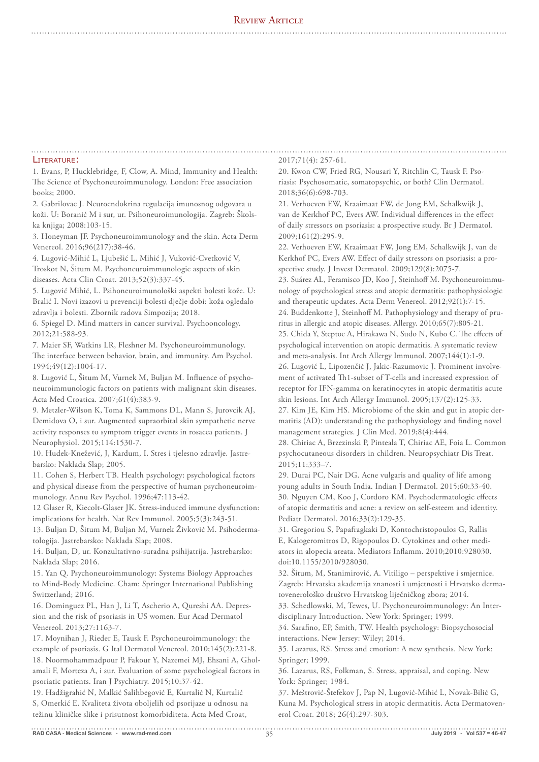## Literature:

1. Evans, P, Hucklebridge, F, Clow, A. Mind, Immunity and Health: The Science of Psychoneuroimmunology. London: Free association books; 2000.
2. Gabrilovac J. Neuroendokrina regulacija imunosnog odgovara u koži. U: Boranić M i sur, ur. Psihoneuroimunologija. Zagreb: Školska knjiga; 2008:103-15.
3. Honeyman JF. Psychoneuroimmunology and the skin. Acta Derm Venereol. 2016;96(217):38-46.
4. Lugović-Mihić L, Ljubešić L, Mihić J, Vuković-Cvetković V, Troskot N, Šitum M. Psychoneuroimmunologic aspects of skin diseases. Acta Clin Croat. 2013;52(3):337-45.
5. Lugović Mihić, L. Psihoneuroimunološki aspekti bolesti kože. U: Bralić I. Novi izazovi u prevenciji bolesti dječje dobi: koža ogledalo zdravlja i bolesti. Zbornik radova Simpozija; 2018.
6. Spiegel D. Mind matters in cancer survival. Psychooncology. 2012;21:588-93.
7. Maier SF, Watkins LR, Fleshner M. Psychoneuroimmunology. The interface between behavior, brain, and immunity. Am Psychol. 1994;49(12):1004-17.
8. Lugović L, Šitum M, Vurnek M, Buljan M. Influence of psychoneuroimmunologic factors on patients with malignant skin diseases. Acta Med Croatica. 2007;61(4):383-9.
9. Metzler-Wilson K, Toma K, Sammons DL, Mann S, Jurovcik AJ, Demidova O, i sur. Augmented supraorbital skin sympathetic nerve activity responses to symptom trigger events in rosacea patients. J Neurophysiol. 2015;114:1530-7.
10. Hudek-Knežević, J, Kardum, I. Stres i tjelesno zdravlje. Jastrebarsko: Naklada Slap; 2005.
11. Cohen S, Herbert TB. Health psychology: psychological factors and physical disease from the perspective of human psychoneuroimmunology. Annu Rev Psychol. 1996;47:113-42.
12 Glaser R, Kiecolt-Glaser JK. Stress-induced immune dysfunction: implications for health. Nat Rev Immunol. 2005;5(3):243-51.
13. Buljan D, Šitum M, Buljan M, Vurnek Živković M. Psihodermatologija. Jastrebarsko: Naklada Slap; 2008.
14. Buljan, D, ur. Konzultativno-suradna psihijatrija. Jastrebarsko: Naklada Slap; 2016.
15. Yan Q. Psychoneuroimmunology: Systems Biology Approaches to Mind-Body Medicine. Cham: Springer International Publishing Switzerland; 2016.
16. Dominguez PL, Han J, Li T, Ascherio A, Qureshi AA. Depression and the risk of psoriasis in US women. Eur Acad Dermatol Venereol. 2013;27:1163-7.
17. Moynihan J, Rieder E, Tausk F. Psychoneuroimmunology: the example of psoriasis. G Ital Dermatol Venereol. 2010;145(2):221-8.
18. Noormohammadpour P, Fakour Y, Nazemei MJ, Ehsani A, Gholamali F, Morteza A, i sur. Evaluation of some psychological factors in psoriatic patients. Iran J Psychiatry. 2015;10:37-42.
19. Hadžigrahić N, Malkić Salihbegović E, Kurtalić N, Kurtalić S, Omerkić E. Kvaliteta života oboljelih od psorijaze u odnosu na težinu kliničke slike i prisutnost komorbiditeta. Acta Med Croat, 2017;71(4): 257-61.
20. Kwon CW, Fried RG, Nousari Y, Ritchlin C, Tausk F. Psoriasis: Psychosomatic, somatopsychic, or both? Clin Dermatol. 2018;36(6):698-703.
21. Verhoeven EW, Kraaimaat FW, de Jong EM, Schalkwijk J, van de Kerkhof PC, Evers AW. Individual differences in the effect of daily stressors on psoriasis: a prospective study. Br J Dermatol. 2009;161(2):295-9.
22. Verhoeven EW, Kraaimaat FW, Jong EM, Schalkwijk J, van de Kerkhof PC, Evers AW. Effect of daily stressors on psoriasis: a prospective study. J Invest Dermatol. 2009;129(8):2075-7.
23. Suárez AL, Feramisco JD, Koo J, Steinhoff M. Psychoneuroimmunology of psychological stress and atopic dermatitis: pathophysiologic and therapeutic updates. Acta Derm Venereol. 2012;92(1):7-15.
24. Buddenkotte J, Steinhoff M. Pathophysiology and therapy of pruritus in allergic and atopic diseases. Allergy. 2010;65(7):805-21.
25. Chida Y, Steptoe A, Hirakawa N, Sudo N, Kubo C. The effects of psychological intervention on atopic dermatitis. A systematic review and meta-analysis. Int Arch Allergy Immunol. 2007;144(1):1-9.
26. Lugović L, Lipozenčić J, Jakic-Razumovic J. Prominent involvement of activated Th1-subset of T-cells and increased expression of receptor for IFN-gamma on keratinocytes in atopic dermatitis acute skin lesions. Int Arch Allergy Immunol. 2005;137(2):125-33.
27. Kim JE, Kim HS. Microbiome of the skin and gut in atopic dermatitis (AD): understanding the pathophysiology and finding novel management strategies. J Clin Med. 2019;8(4):444.
28. Chiriac A, Brzezinski P, Pinteala T, Chiriac AE, Foia L. Common psychocutaneous disorders in children. Neuropsychiatr Dis Treat. 2015;11:333–7.
29. Durai PC, Nair DG. Acne vulgaris and quality of life among young adults in South India. Indian J Dermatol. 2015;60:33-40.
30. Nguyen CM, Koo J, Cordoro KM. Psychodermatologic effects of atopic dermatitis and acne: a review on self-esteem and identity. Pediatr Dermatol. 2016;33(2):129-35.
31. Gregoriou S, Papafragkaki D, Kontochristopoulos G, Rallis E, Kalogeromitros D, Rigopoulos D. Cytokines and other mediators in alopecia areata. Mediators Inflamm. 2010;2010:928030. doi:10.1155/2010/928030.
32. Šitum, M, Stanimirović, A. Vitiligo – perspektive i smjernice. Zagreb: Hrvatska akademija znanosti i umjetnosti i Hrvatsko dermatovenerološko društvo Hrvatskog liječničkog zbora; 2014.
33. Schedlowski, M, Tewes, U. Psychoneuroimmunology: An Interdisciplinary Introduction. New York: Springer; 1999.
34. Sarafino, EP, Smith, TW. Health psychology: Biopsychosocial interactions. New Jersey: Wiley; 2014.
35. Lazarus, RS. Stress and emotion: A new synthesis. New York: Springer; 1999.
36. Lazarus, RS, Folkman, S. Stress, appraisal, and coping. New York: Springer; 1984.
37. Meštrović-Štefekov J, Pap N, Lugović-Mihić L, Novak-Bilić G, Kuna M. Psychological stress in atopic dermatitis. Acta Dermatovenerol Croat. 2018; 26(4):297-303.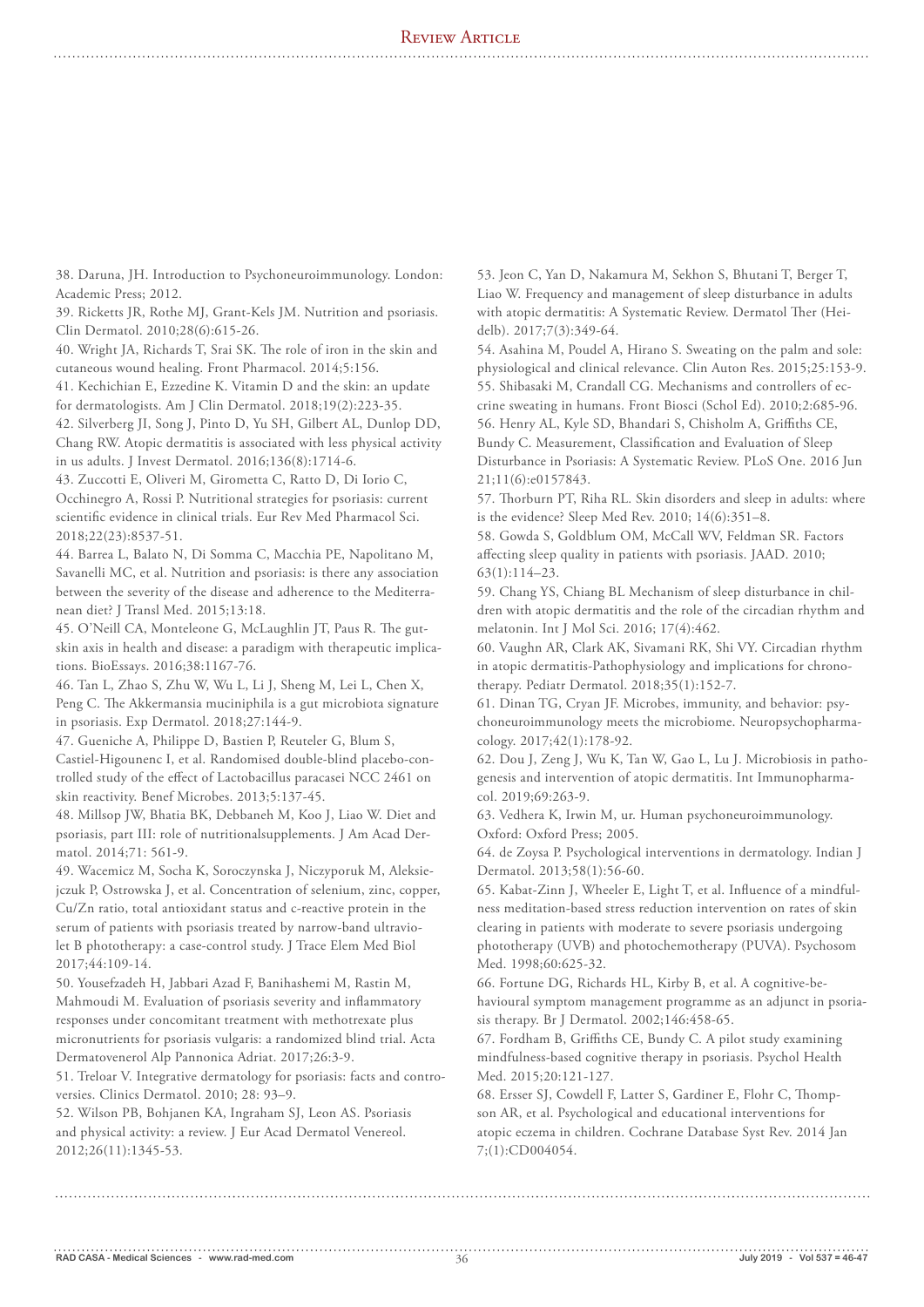38. Daruna, JH. Introduction to Psychoneuroimmunology. London: Academic Press; 2012.

39. Ricketts JR, Rothe MJ, Grant-Kels JM. Nutrition and psoriasis. Clin Dermatol. 2010;28(6):615-26.

40. Wright JA, Richards T, Srai SK. The role of iron in the skin and cutaneous wound healing. Front Pharmacol. 2014;5:156.

41. Kechichian E, Ezzedine K. Vitamin D and the skin: an update for dermatologists. Am J Clin Dermatol. 2018;19(2):223-35.

42. Silverberg JI, Song J, Pinto D, Yu SH, Gilbert AL, Dunlop DD, Chang RW. Atopic dermatitis is associated with less physical activity in us adults. J Invest Dermatol. 2016;136(8):1714-6.

43. Zuccotti E, Oliveri M, Girometta C, Ratto D, Di Iorio C, Occhinegro A, Rossi P. Nutritional strategies for psoriasis: current scientific evidence in clinical trials. Eur Rev Med Pharmacol Sci. 2018;22(23):8537-51.

44. Barrea L, Balato N, Di Somma C, Macchia PE, Napolitano M, Savanelli MC, et al. Nutrition and psoriasis: is there any association between the severity of the disease and adherence to the Mediterranean diet? J Transl Med. 2015;13:18.

45. O'Neill CA, Monteleone G, McLaughlin JT, Paus R. The gut-skin axis in health and disease: a paradigm with therapeutic implications. BioEssays. 2016;38:1167-76.

46. Tan L, Zhao S, Zhu W, Wu L, Li J, Sheng M, Lei L, Chen X, Peng C. The Akkermansia muciniphila is a gut microbiota signature in psoriasis. Exp Dermatol. 2018;27:144-9.

47. Gueniche A, Philippe D, Bastien P, Reuteler G, Blum S, Castiel-Higounenc I, et al. Randomised double-blind placebo-controlled study of the effect of Lactobacillus paracasei NCC 2461 on skin reactivity. Benef Microbes. 2013;5:137-45.

48. Millsop JW, Bhatia BK, Debbaneh M, Koo J, Liao W. Diet and psoriasis, part III: role of nutritionalsupplements. J Am Acad Dermatol. 2014;71: 561-9.

49. Wacemicz M, Socha K, Soroczynska J, Niczyporuk M, Aleksiejczuk P, Ostrowska J, et al. Concentration of selenium, zinc, copper, Cu/Zn ratio, total antioxidant status and c-reactive protein in the serum of patients with psoriasis treated by narrow-band ultraviolet B phototherapy: a case-control study. J Trace Elem Med Biol 2017;44:109-14.

50. Yousefzadeh H, Jabbari Azad F, Banihashemi M, Rastin M, Mahmoudi M. Evaluation of psoriasis severity and inflammatory responses under concomitant treatment with methotrexate plus micronutrients for psoriasis vulgaris: a randomized blind trial. Acta Dermatovenerol Alp Pannonica Adriat. 2017;26:3-9.

51. Treloar V. Integrative dermatology for psoriasis: facts and controversies. Clinics Dermatol. 2010; 28: 93–9.

52. Wilson PB, Bohjanen KA, Ingraham SJ, Leon AS. Psoriasis and physical activity: a review. J Eur Acad Dermatol Venereol. 2012;26(11):1345-53.

53. Jeon C, Yan D, Nakamura M, Sekhon S, Bhutani T, Berger T, Liao W. Frequency and management of sleep disturbance in adults with atopic dermatitis: A Systematic Review. Dermatol Ther (Heidelb). 2017;7(3):349-64.

54. Asahina M, Poudel A, Hirano S. Sweating on the palm and sole: physiological and clinical relevance. Clin Auton Res. 2015;25:153-9.

55. Shibasaki M, Crandall CG. Mechanisms and controllers of eccrine sweating in humans. Front Biosci (Schol Ed). 2010;2:685-96.

56. Henry AL, Kyle SD, Bhandari S, Chisholm A, Griffiths CE, Bundy C. Measurement, Classification and Evaluation of Sleep Disturbance in Psoriasis: A Systematic Review. PLoS One. 2016 Jun 21;11(6):e0157843.

57. Thorburn PT, Riha RL. Skin disorders and sleep in adults: where is the evidence? Sleep Med Rev. 2010; 14(6):351–8.

58. Gowda S, Goldblum OM, McCall WV, Feldman SR. Factors affecting sleep quality in patients with psoriasis. JAAD. 2010; 63(1):114–23.

59. Chang YS, Chiang BL Mechanism of sleep disturbance in children with atopic dermatitis and the role of the circadian rhythm and melatonin. Int J Mol Sci. 2016; 17(4):462.

60. Vaughn AR, Clark AK, Sivamani RK, Shi VY. Circadian rhythm in atopic dermatitis-Pathophysiology and implications for chronotherapy. Pediatr Dermatol. 2018;35(1):152-7.

61. Dinan TG, Cryan JF. Microbes, immunity, and behavior: psychoneuroimmunology meets the microbiome. Neuropsychopharmacology. 2017;42(1):178-92.

62. Dou J, Zeng J, Wu K, Tan W, Gao L, Lu J. Microbiosis in pathogenesis and intervention of atopic dermatitis. Int Immunopharmacol. 2019;69:263-9.

63. Vedhera K, Irwin M, ur. Human psychoneuroimmunology. Oxford: Oxford Press; 2005.

64. de Zoysa P. Psychological interventions in dermatology. Indian J Dermatol. 2013;58(1):56-60.

65. Kabat-Zinn J, Wheeler E, Light T, et al. Influence of a mindfulness meditation-based stress reduction intervention on rates of skin clearing in patients with moderate to severe psoriasis undergoing phototherapy (UVB) and photochemotherapy (PUVA). Psychosom Med. 1998;60:625-32.

66. Fortune DG, Richards HL, Kirby B, et al. A cognitive-behavioural symptom management programme as an adjunct in psoriasis therapy. Br J Dermatol. 2002;146:458-65.

67. Fordham B, Griffiths CE, Bundy C. A pilot study examining mindfulness-based cognitive therapy in psoriasis. Psychol Health Med. 2015;20:121-127.

68. Ersser SJ, Cowdell F, Latter S, Gardiner E, Flohr C, Thompson AR, et al. Psychological and educational interventions for atopic eczema in children. Cochrane Database Syst Rev. 2014 Jan 7;(1):CD004054.